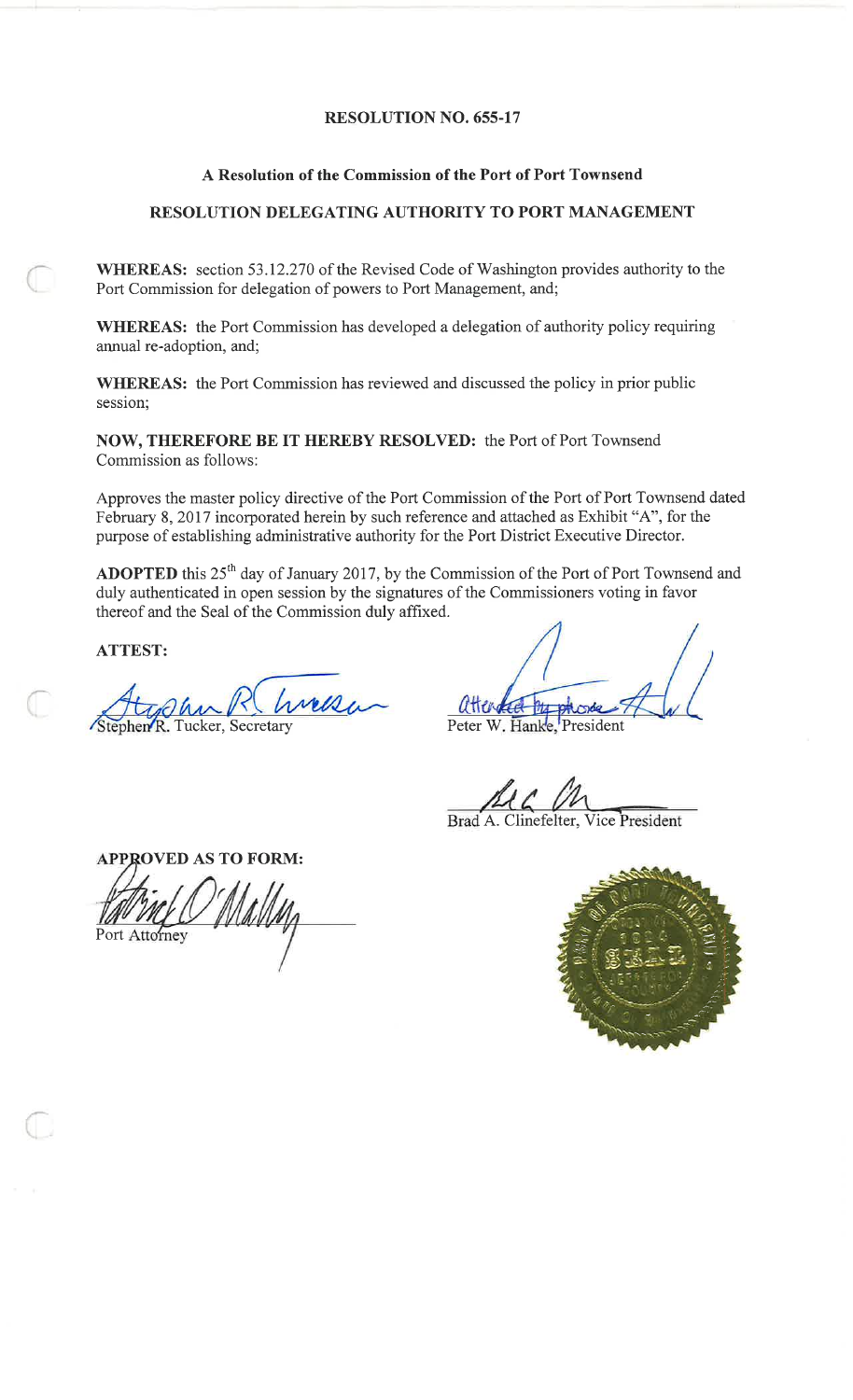# RESOLUTION NO. 655-17

## A Resolution of the Commission of the Port of Port Townsend

## RESOLUTION DELEGATING AUTHORITY TO PORT MANAGEMENT

**WHEREAS:** section 53.12.270 of the Revised Code of Washington provides authority to the Port Commission for delegation of powers to Port Management, and;

**WHEREAS:** the Port Commission has developed a delegation of authority policy requiring annual re-adoption, and;

**WHEREAS:** the Port Commission has reviewed and discussed the policy in prior public session;

**NOW, THEREFORE BE IT HEREBY RESOLVED:** the Port of Port Townsend Commission as follows:

Approves the master policy directive of the Port Commission of the Port of Port Townsend dated February 8, 2017 incorporated herein by such reference and attached as Exhibit "A", for the purpose of establishing administrative authority for the Port District Executive Director.

**ADOPTED** this 25th day of January 2017, by the Commission of the Port of Port Townsend and duly authenticated in open session by the signatures of the Commissioners voting in favor thereof and the Seal of the Commission duly affixed.

**ATTEST:**

Stephen R. Tucker, Secretary

attended by phone

Peter W. Hanke, President

Brad A. Clinefelter, Vice President

**APPROVED AS TO FORM:**

Port Attorney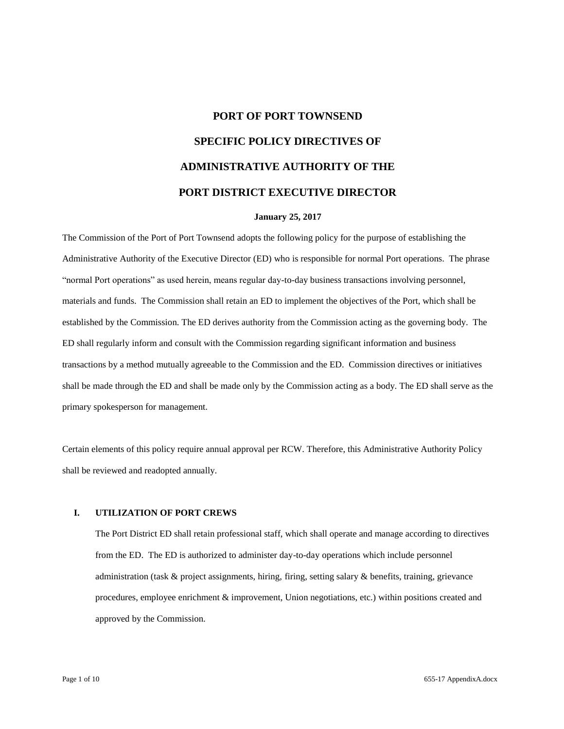# PORT OF PORT TOWNSEND

# SPECIFIC POLICY DIRECTIVES OF

# ADMINISTRATIVE AUTHORITY OF THE

# PORT DISTRICT EXECUTIVE DIRECTOR

**January 25, 2017**

The Commission of the Port of Port Townsend adopts the following policy for the purpose of establishing the Administrative Authority of the Executive Director (ED) who is responsible for normal Port operations. The phrase "normal Port operations" as used herein, means regular day-to-day business transactions involving personnel, materials and funds. The Commission shall retain an ED to implement the objectives of the Port, which shall be established by the Commission. The ED derives authority from the Commission acting as the governing body. The ED shall regularly inform and consult with the Commission regarding significant information and business transactions by a method mutually agreeable to the Commission and the ED. Commission directives or initiatives shall be made through the ED and shall be made only by the Commission acting as a body. The ED shall serve as the primary spokesperson for management.

Certain elements of this policy require annual approval per RCW. Therefore, this Administrative Authority Policy shall be reviewed and readopted annually.

## I. UTILIZATION OF PORT CREWS

The Port District ED shall retain professional staff, which shall operate and manage according to directives from the ED. The ED is authorized to administer day-to-day operations which include personnel administration (task & project assignments, hiring, firing, setting salary & benefits, training, grievance procedures, employee enrichment & improvement, Union negotiations, etc.) within positions created and approved by the Commission.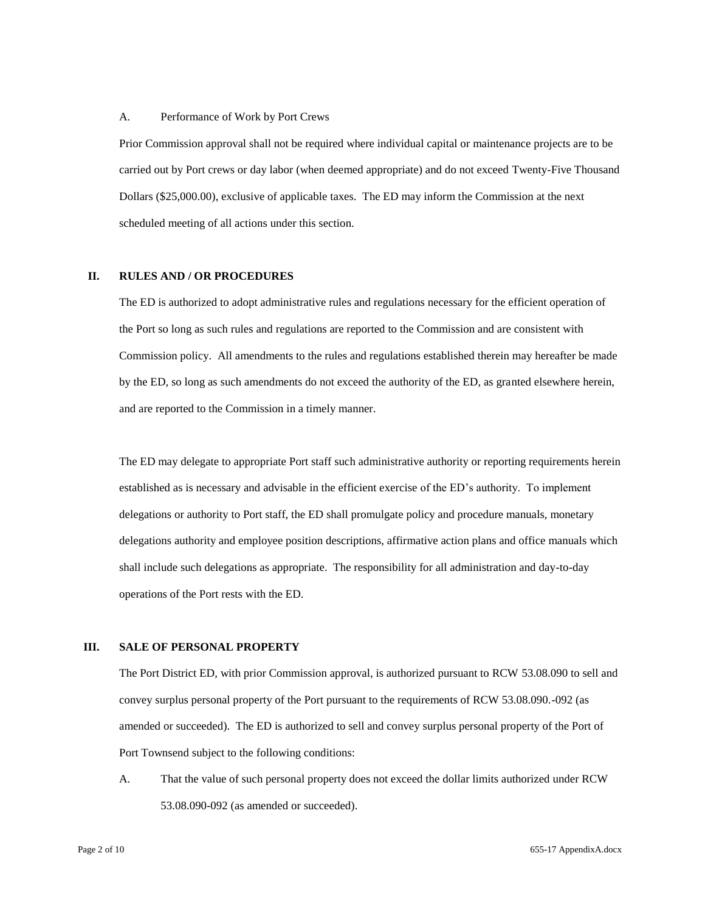A. Performance of Work by Port Crews

Prior Commission approval shall not be required where individual capital or maintenance projects are to be carried out by Port crews or day labor (when deemed appropriate) and do not exceed Twenty-Five Thousand Dollars ($25,000.00), exclusive of applicable taxes. The ED may inform the Commission at the next scheduled meeting of all actions under this section.

## II. RULES AND / OR PROCEDURES

The ED is authorized to adopt administrative rules and regulations necessary for the efficient operation of the Port so long as such rules and regulations are reported to the Commission and are consistent with Commission policy. All amendments to the rules and regulations established therein may hereafter be made by the ED, so long as such amendments do not exceed the authority of the ED, as granted elsewhere herein, and are reported to the Commission in a timely manner.

The ED may delegate to appropriate Port staff such administrative authority or reporting requirements herein established as is necessary and advisable in the efficient exercise of the ED's authority. To implement delegations or authority to Port staff, the ED shall promulgate policy and procedure manuals, monetary delegations authority and employee position descriptions, affirmative action plans and office manuals which shall include such delegations as appropriate. The responsibility for all administration and day-to-day operations of the Port rests with the ED.

## III. SALE OF PERSONAL PROPERTY

The Port District ED, with prior Commission approval, is authorized pursuant to RCW 53.08.090 to sell and convey surplus personal property of the Port pursuant to the requirements of RCW 53.08.090.-092 (as amended or succeeded). The ED is authorized to sell and convey surplus personal property of the Port of Port Townsend subject to the following conditions:

A. That the value of such personal property does not exceed the dollar limits authorized under RCW 53.08.090-092 (as amended or succeeded).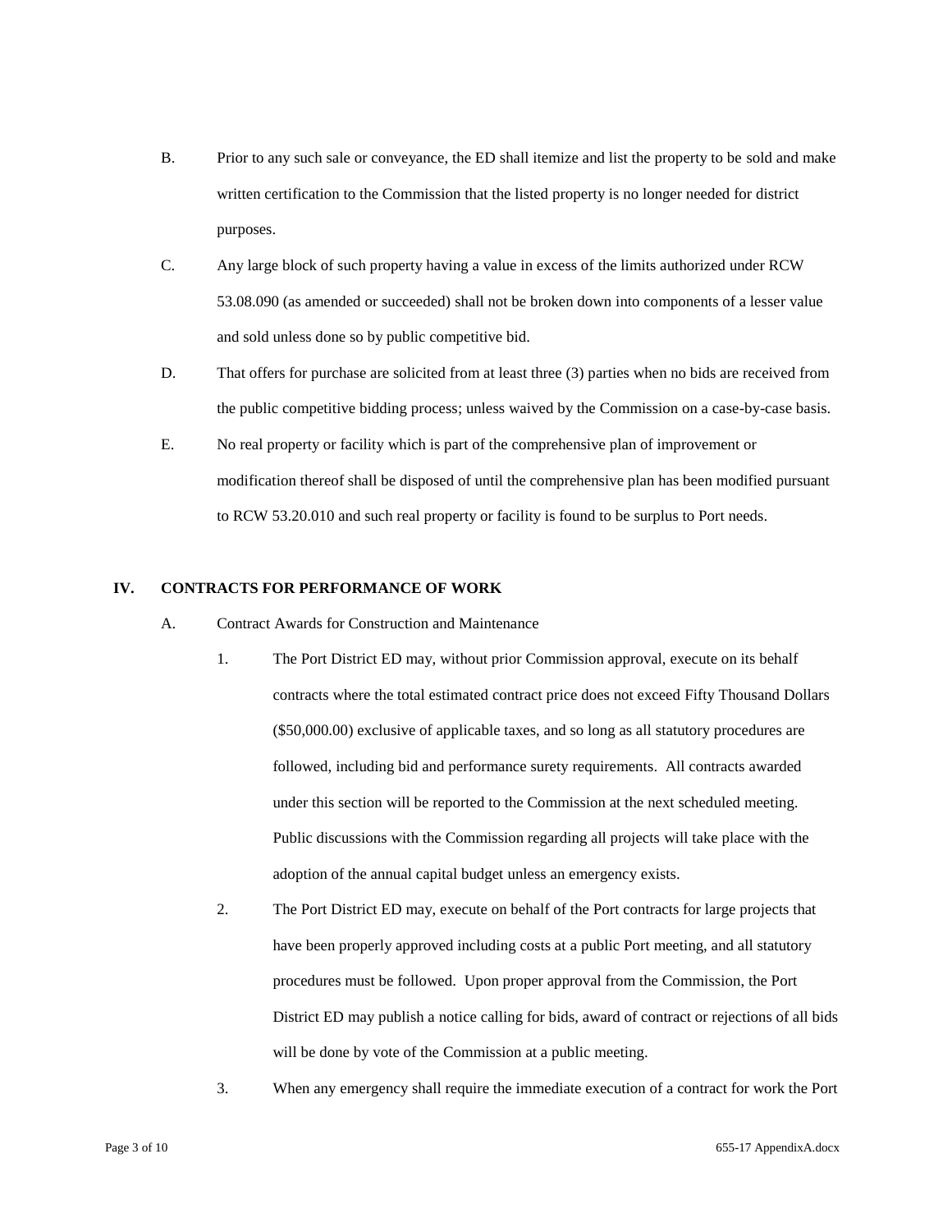B. Prior to any such sale or conveyance, the ED shall itemize and list the property to be sold and make written certification to the Commission that the listed property is no longer needed for district purposes.

C. Any large block of such property having a value in excess of the limits authorized under RCW 53.08.090 (as amended or succeeded) shall not be broken down into components of a lesser value and sold unless done so by public competitive bid.

D. That offers for purchase are solicited from at least three (3) parties when no bids are received from the public competitive bidding process; unless waived by the Commission on a case-by-case basis.

E. No real property or facility which is part of the comprehensive plan of improvement or modification thereof shall be disposed of until the comprehensive plan has been modified pursuant to RCW 53.20.010 and such real property or facility is found to be surplus to Port needs.

## IV. CONTRACTS FOR PERFORMANCE OF WORK

A. Contract Awards for Construction and Maintenance

1. The Port District ED may, without prior Commission approval, execute on its behalf contracts where the total estimated contract price does not exceed Fifty Thousand Dollars ($50,000.00) exclusive of applicable taxes, and so long as all statutory procedures are followed, including bid and performance surety requirements. All contracts awarded under this section will be reported to the Commission at the next scheduled meeting. Public discussions with the Commission regarding all projects will take place with the adoption of the annual capital budget unless an emergency exists.

2. The Port District ED may, execute on behalf of the Port contracts for large projects that have been properly approved including costs at a public Port meeting, and all statutory procedures must be followed. Upon proper approval from the Commission, the Port District ED may publish a notice calling for bids, award of contract or rejections of all bids will be done by vote of the Commission at a public meeting.

3. When any emergency shall require the immediate execution of a contract for work the Port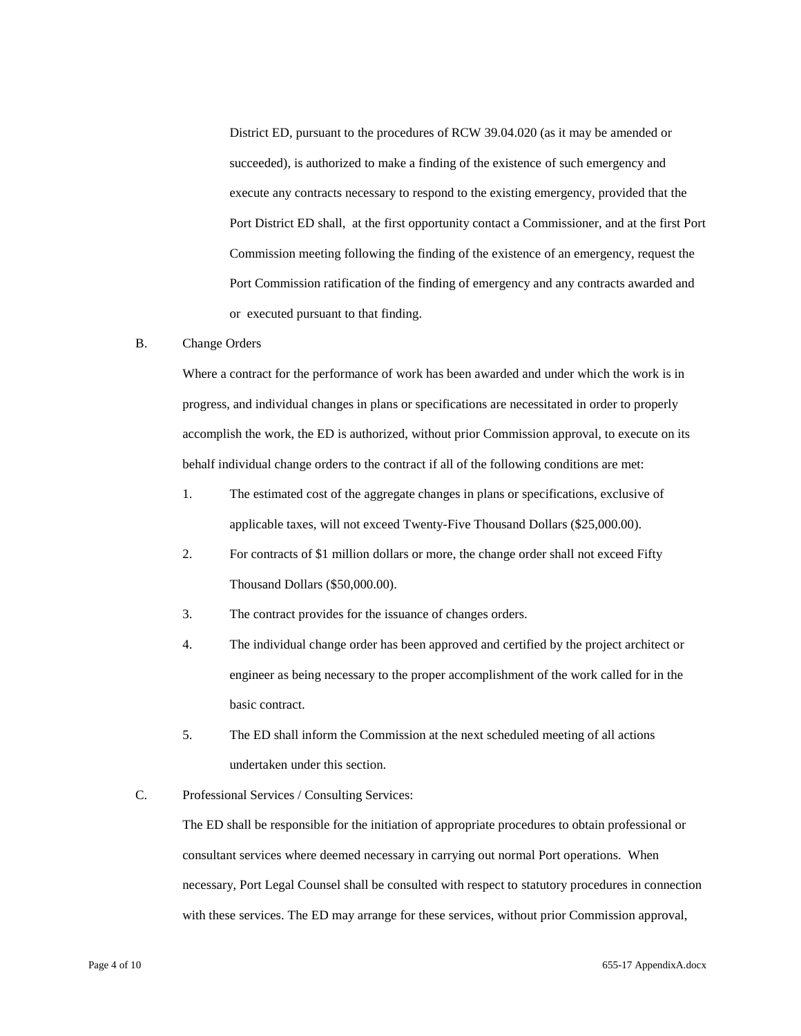District ED, pursuant to the procedures of RCW 39.04.020 (as it may be amended or succeeded), is authorized to make a finding of the existence of such emergency and execute any contracts necessary to respond to the existing emergency, provided that the Port District ED shall, at the first opportunity contact a Commissioner, and at the first Port Commission meeting following the finding of the existence of an emergency, request the Port Commission ratification of the finding of emergency and any contracts awarded and or executed pursuant to that finding.

B. Change Orders

Where a contract for the performance of work has been awarded and under which the work is in progress, and individual changes in plans or specifications are necessitated in order to properly accomplish the work, the ED is authorized, without prior Commission approval, to execute on its behalf individual change orders to the contract if all of the following conditions are met:

1. The estimated cost of the aggregate changes in plans or specifications, exclusive of applicable taxes, will not exceed Twenty-Five Thousand Dollars ($25,000.00).
2. For contracts of $1 million dollars or more, the change order shall not exceed Fifty Thousand Dollars ($50,000.00).
3. The contract provides for the issuance of changes orders.
4. The individual change order has been approved and certified by the project architect or engineer as being necessary to the proper accomplishment of the work called for in the basic contract.
5. The ED shall inform the Commission at the next scheduled meeting of all actions undertaken under this section.

C. Professional Services / Consulting Services:

The ED shall be responsible for the initiation of appropriate procedures to obtain professional or consultant services where deemed necessary in carrying out normal Port operations. When necessary, Port Legal Counsel shall be consulted with respect to statutory procedures in connection with these services. The ED may arrange for these services, without prior Commission approval,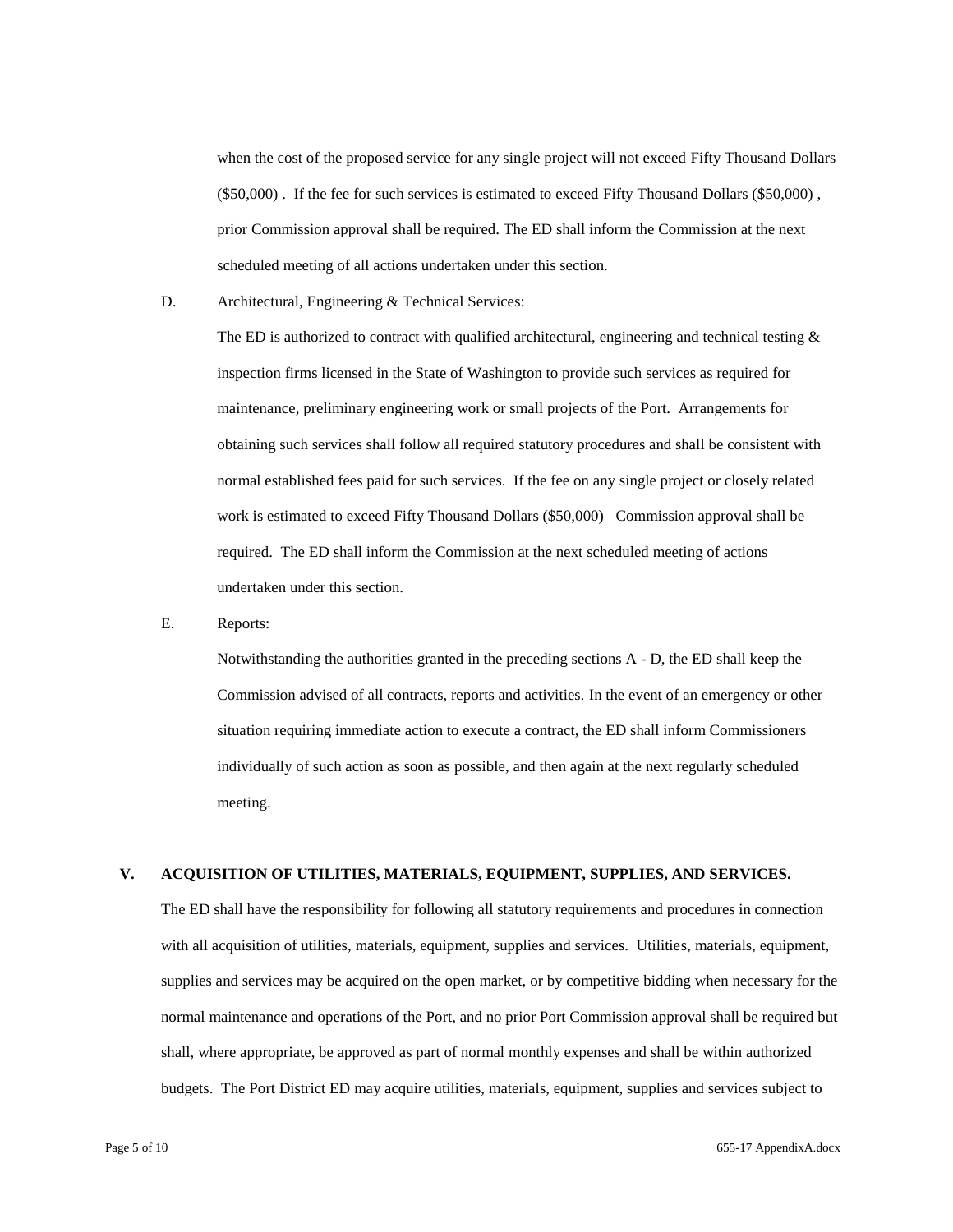when the cost of the proposed service for any single project will not exceed Fifty Thousand Dollars ($50,000) . If the fee for such services is estimated to exceed Fifty Thousand Dollars ($50,000) , prior Commission approval shall be required. The ED shall inform the Commission at the next scheduled meeting of all actions undertaken under this section.

D. Architectural, Engineering & Technical Services:

The ED is authorized to contract with qualified architectural, engineering and technical testing & inspection firms licensed in the State of Washington to provide such services as required for maintenance, preliminary engineering work or small projects of the Port. Arrangements for obtaining such services shall follow all required statutory procedures and shall be consistent with normal established fees paid for such services. If the fee on any single project or closely related work is estimated to exceed Fifty Thousand Dollars ($50,000) Commission approval shall be required. The ED shall inform the Commission at the next scheduled meeting of actions undertaken under this section.

E. Reports:

Notwithstanding the authorities granted in the preceding sections A - D, the ED shall keep the Commission advised of all contracts, reports and activities. In the event of an emergency or other situation requiring immediate action to execute a contract, the ED shall inform Commissioners individually of such action as soon as possible, and then again at the next regularly scheduled meeting.

## V. ACQUISITION OF UTILITIES, MATERIALS, EQUIPMENT, SUPPLIES, AND SERVICES.

The ED shall have the responsibility for following all statutory requirements and procedures in connection with all acquisition of utilities, materials, equipment, supplies and services. Utilities, materials, equipment, supplies and services may be acquired on the open market, or by competitive bidding when necessary for the normal maintenance and operations of the Port, and no prior Port Commission approval shall be required but shall, where appropriate, be approved as part of normal monthly expenses and shall be within authorized budgets. The Port District ED may acquire utilities, materials, equipment, supplies and services subject to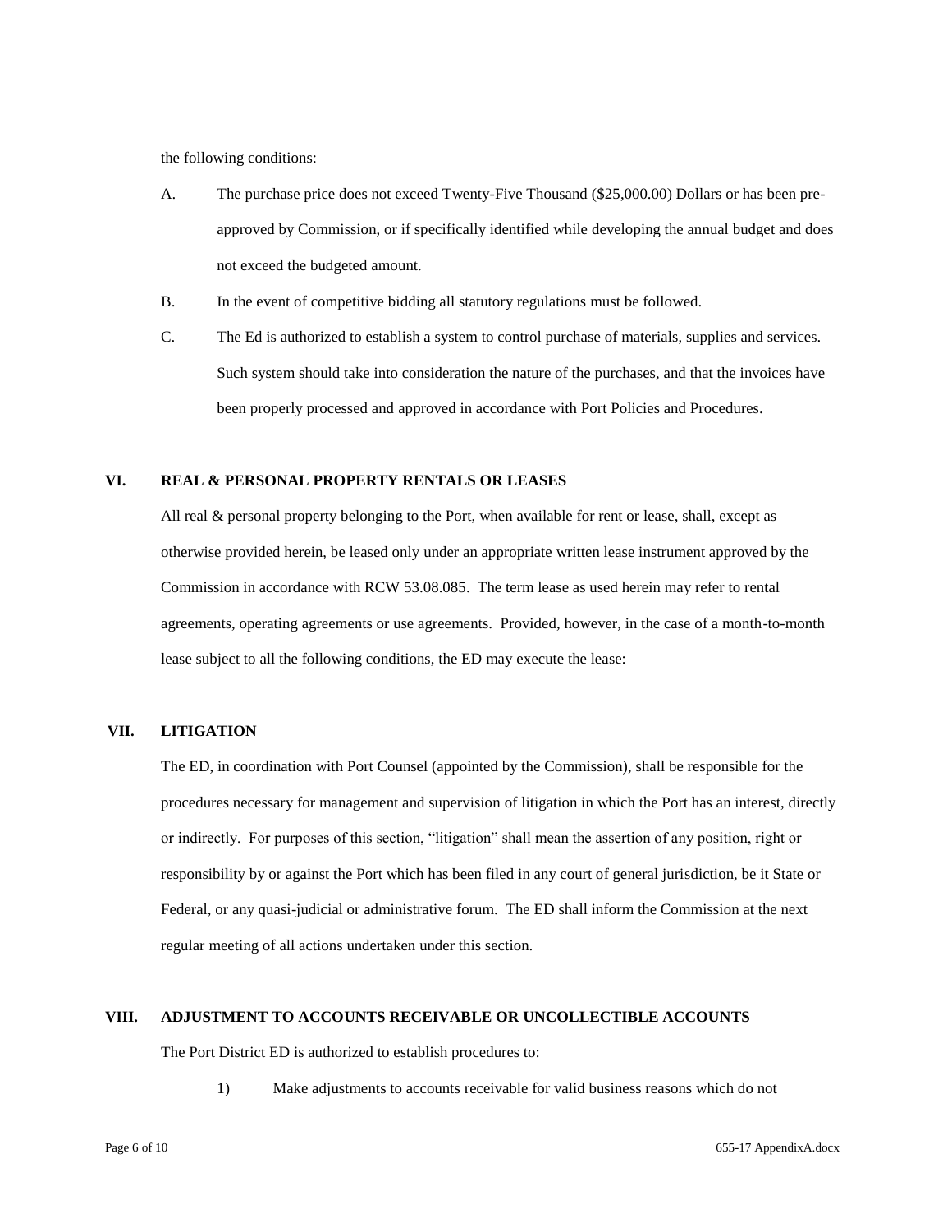the following conditions:

A. The purchase price does not exceed Twenty-Five Thousand ($25,000.00) Dollars or has been pre-approved by Commission, or if specifically identified while developing the annual budget and does not exceed the budgeted amount.

B. In the event of competitive bidding all statutory regulations must be followed.

C. The Ed is authorized to establish a system to control purchase of materials, supplies and services. Such system should take into consideration the nature of the purchases, and that the invoices have been properly processed and approved in accordance with Port Policies and Procedures.

## VI. REAL & PERSONAL PROPERTY RENTALS OR LEASES

All real & personal property belonging to the Port, when available for rent or lease, shall, except as otherwise provided herein, be leased only under an appropriate written lease instrument approved by the Commission in accordance with RCW 53.08.085. The term lease as used herein may refer to rental agreements, operating agreements or use agreements. Provided, however, in the case of a month-to-month lease subject to all the following conditions, the ED may execute the lease:

## VII. LITIGATION

The ED, in coordination with Port Counsel (appointed by the Commission), shall be responsible for the procedures necessary for management and supervision of litigation in which the Port has an interest, directly or indirectly. For purposes of this section, "litigation" shall mean the assertion of any position, right or responsibility by or against the Port which has been filed in any court of general jurisdiction, be it State or Federal, or any quasi-judicial or administrative forum. The ED shall inform the Commission at the next regular meeting of all actions undertaken under this section.

## VIII. ADJUSTMENT TO ACCOUNTS RECEIVABLE OR UNCOLLECTIBLE ACCOUNTS

The Port District ED is authorized to establish procedures to:

1) Make adjustments to accounts receivable for valid business reasons which do not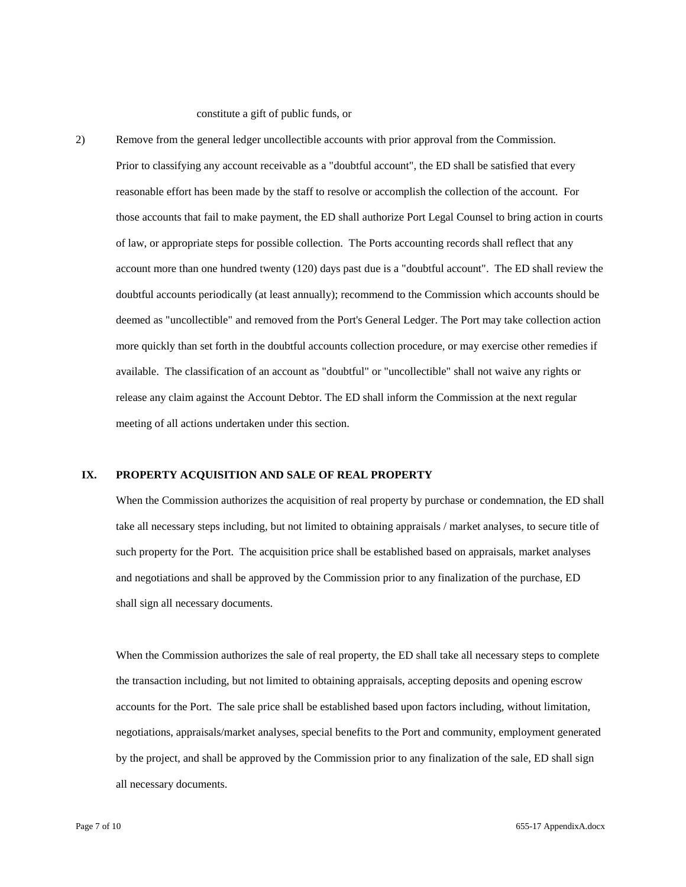constitute a gift of public funds, or

2) Remove from the general ledger uncollectible accounts with prior approval from the Commission. Prior to classifying any account receivable as a "doubtful account", the ED shall be satisfied that every reasonable effort has been made by the staff to resolve or accomplish the collection of the account. For those accounts that fail to make payment, the ED shall authorize Port Legal Counsel to bring action in courts of law, or appropriate steps for possible collection. The Ports accounting records shall reflect that any account more than one hundred twenty (120) days past due is a "doubtful account". The ED shall review the doubtful accounts periodically (at least annually); recommend to the Commission which accounts should be deemed as "uncollectible" and removed from the Port's General Ledger. The Port may take collection action more quickly than set forth in the doubtful accounts collection procedure, or may exercise other remedies if available. The classification of an account as "doubtful" or "uncollectible" shall not waive any rights or release any claim against the Account Debtor. The ED shall inform the Commission at the next regular meeting of all actions undertaken under this section.

## IX. PROPERTY ACQUISITION AND SALE OF REAL PROPERTY

When the Commission authorizes the acquisition of real property by purchase or condemnation, the ED shall take all necessary steps including, but not limited to obtaining appraisals / market analyses, to secure title of such property for the Port. The acquisition price shall be established based on appraisals, market analyses and negotiations and shall be approved by the Commission prior to any finalization of the purchase, ED shall sign all necessary documents.

When the Commission authorizes the sale of real property, the ED shall take all necessary steps to complete the transaction including, but not limited to obtaining appraisals, accepting deposits and opening escrow accounts for the Port. The sale price shall be established based upon factors including, without limitation, negotiations, appraisals/market analyses, special benefits to the Port and community, employment generated by the project, and shall be approved by the Commission prior to any finalization of the sale, ED shall sign all necessary documents.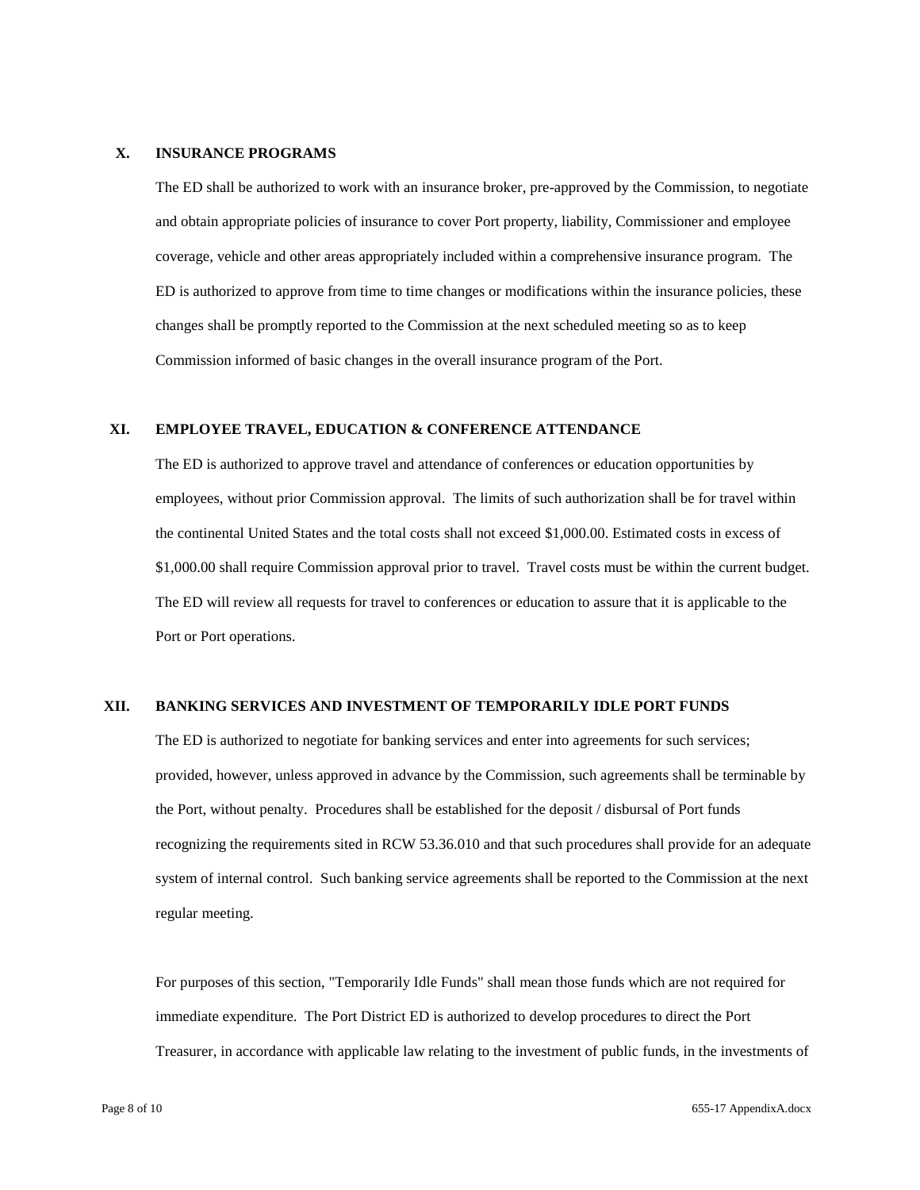## X. INSURANCE PROGRAMS

The ED shall be authorized to work with an insurance broker, pre-approved by the Commission, to negotiate and obtain appropriate policies of insurance to cover Port property, liability, Commissioner and employee coverage, vehicle and other areas appropriately included within a comprehensive insurance program. The ED is authorized to approve from time to time changes or modifications within the insurance policies, these changes shall be promptly reported to the Commission at the next scheduled meeting so as to keep Commission informed of basic changes in the overall insurance program of the Port.

## XI. EMPLOYEE TRAVEL, EDUCATION & CONFERENCE ATTENDANCE

The ED is authorized to approve travel and attendance of conferences or education opportunities by employees, without prior Commission approval. The limits of such authorization shall be for travel within the continental United States and the total costs shall not exceed $1,000.00. Estimated costs in excess of $1,000.00 shall require Commission approval prior to travel. Travel costs must be within the current budget. The ED will review all requests for travel to conferences or education to assure that it is applicable to the Port or Port operations.

## XII. BANKING SERVICES AND INVESTMENT OF TEMPORARILY IDLE PORT FUNDS

The ED is authorized to negotiate for banking services and enter into agreements for such services; provided, however, unless approved in advance by the Commission, such agreements shall be terminable by the Port, without penalty. Procedures shall be established for the deposit / disbursal of Port funds recognizing the requirements sited in RCW 53.36.010 and that such procedures shall provide for an adequate system of internal control. Such banking service agreements shall be reported to the Commission at the next regular meeting.

For purposes of this section, "Temporarily Idle Funds" shall mean those funds which are not required for immediate expenditure. The Port District ED is authorized to develop procedures to direct the Port Treasurer, in accordance with applicable law relating to the investment of public funds, in the investments of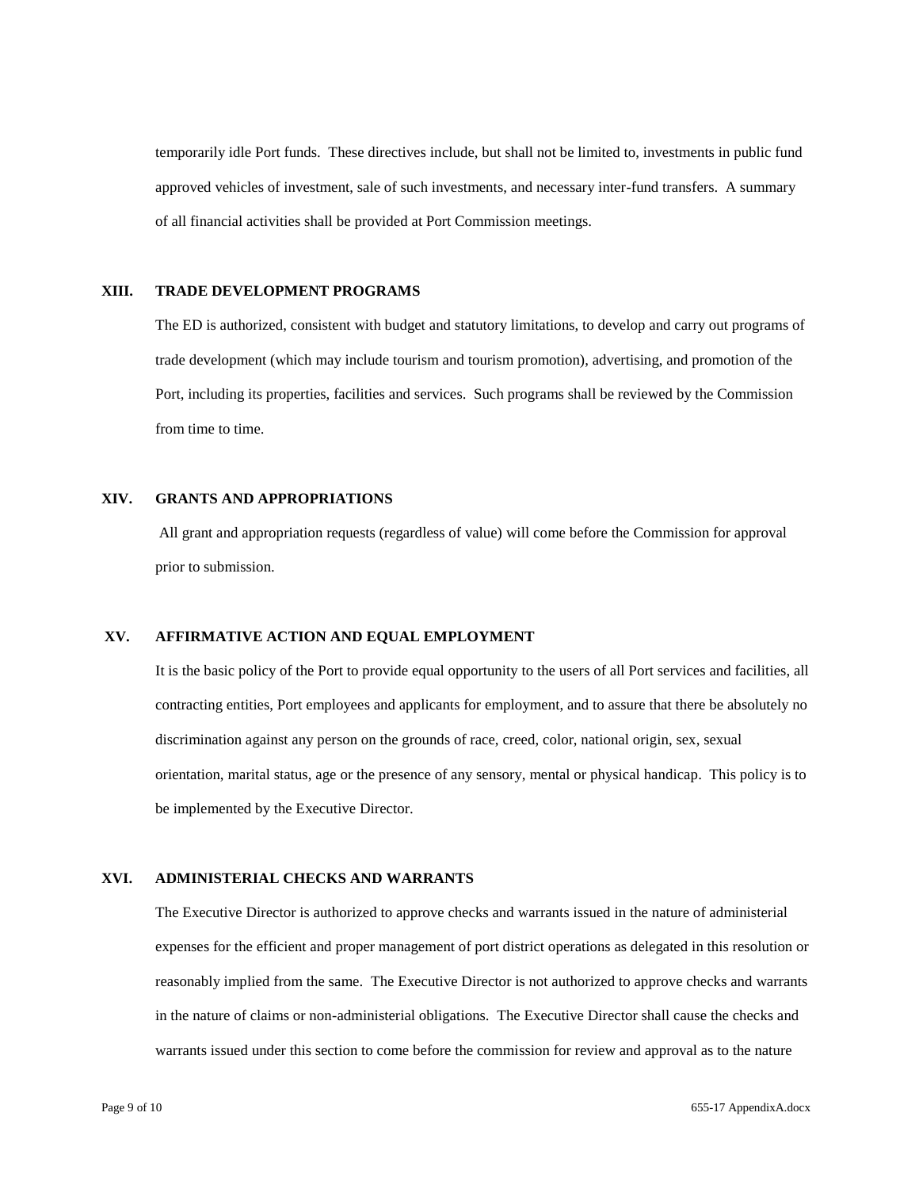temporarily idle Port funds. These directives include, but shall not be limited to, investments in public fund approved vehicles of investment, sale of such investments, and necessary inter-fund transfers. A summary of all financial activities shall be provided at Port Commission meetings.

## XIII. TRADE DEVELOPMENT PROGRAMS

The ED is authorized, consistent with budget and statutory limitations, to develop and carry out programs of trade development (which may include tourism and tourism promotion), advertising, and promotion of the Port, including its properties, facilities and services. Such programs shall be reviewed by the Commission from time to time.

## XIV. GRANTS AND APPROPRIATIONS

All grant and appropriation requests (regardless of value) will come before the Commission for approval prior to submission.

## XV. AFFIRMATIVE ACTION AND EQUAL EMPLOYMENT

It is the basic policy of the Port to provide equal opportunity to the users of all Port services and facilities, all contracting entities, Port employees and applicants for employment, and to assure that there be absolutely no discrimination against any person on the grounds of race, creed, color, national origin, sex, sexual orientation, marital status, age or the presence of any sensory, mental or physical handicap. This policy is to be implemented by the Executive Director.

## XVI. ADMINISTERIAL CHECKS AND WARRANTS

The Executive Director is authorized to approve checks and warrants issued in the nature of administerial expenses for the efficient and proper management of port district operations as delegated in this resolution or reasonably implied from the same. The Executive Director is not authorized to approve checks and warrants in the nature of claims or non-administerial obligations. The Executive Director shall cause the checks and warrants issued under this section to come before the commission for review and approval as to the nature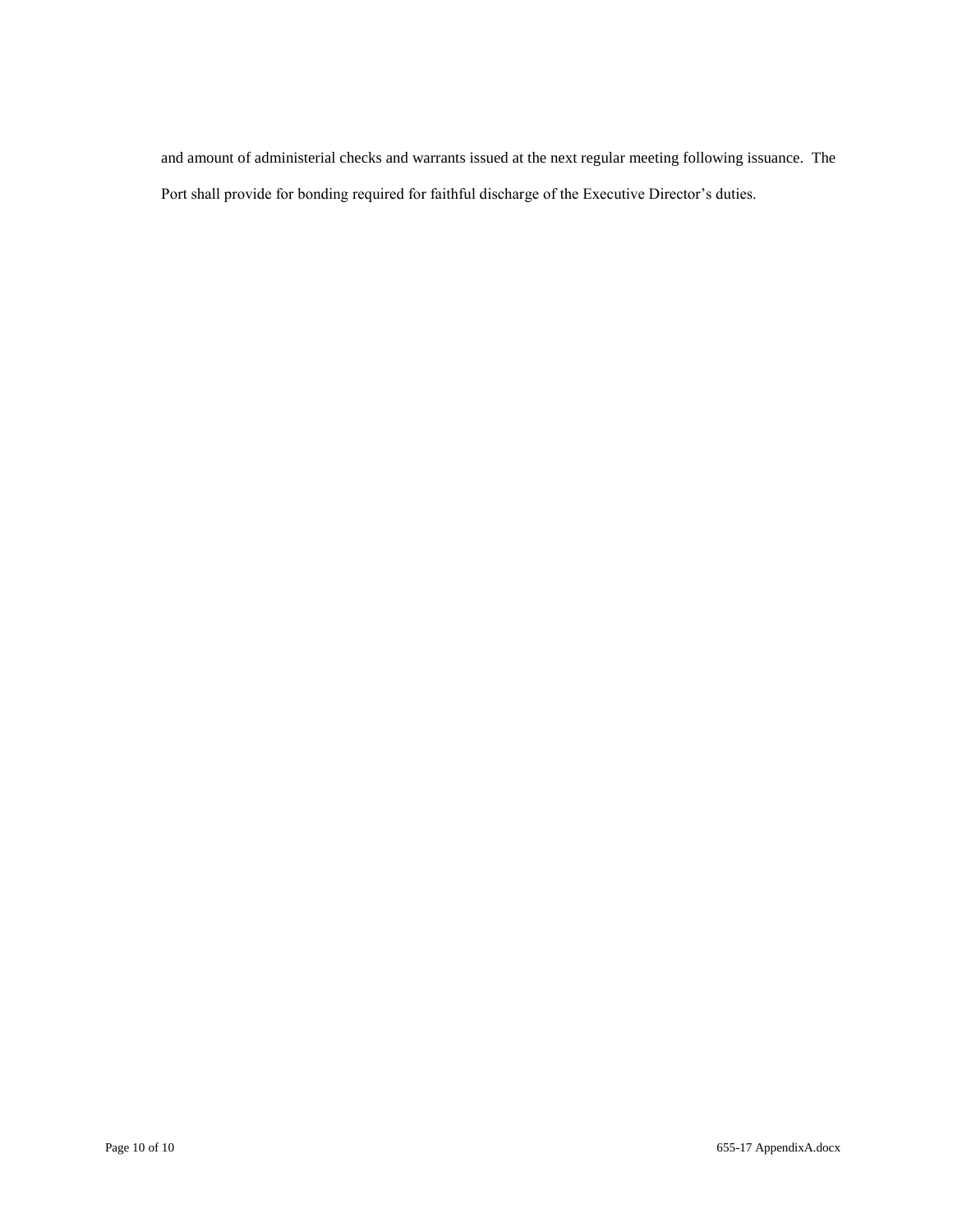and amount of administerial checks and warrants issued at the next regular meeting following issuance. The Port shall provide for bonding required for faithful discharge of the Executive Director's duties.